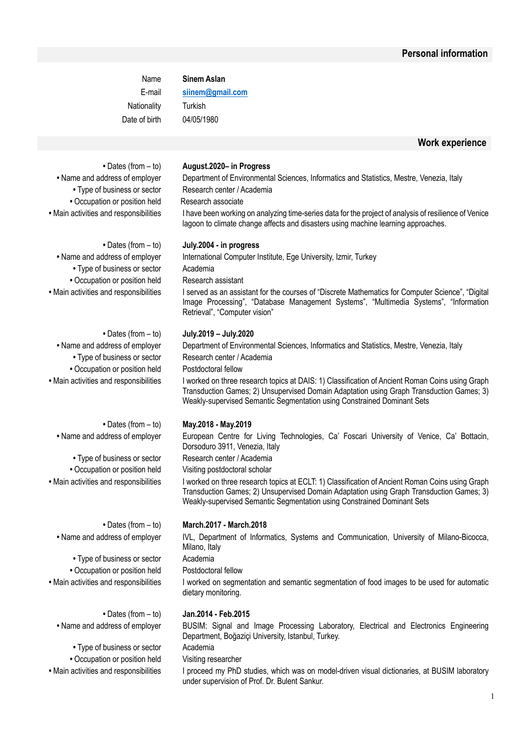## Personal information

| | |
|---|---|
| Name | **Sinem Aslan** |
| E-mail | [siinem@gmail.com](mailto:siinem@gmail.com) |
| Nationality | Turkish |
| Date of birth | 04/05/1980 |

## Work experience

| | |
|---|---|
| • Dates (from – to) | **August.2020– in Progress** |
| • Name and address of employer | Department of Environmental Sciences, Informatics and Statistics, Mestre, Venezia, Italy |
| • Type of business or sector | Research center / Academia |
| • Occupation or position held | Research associate |
| • Main activities and responsibilities | I have been working on analyzing time-series data for the project of analysis of resilience of Venice lagoon to climate change affects and disasters using machine learning approaches. |

| | |
|---|---|
| • Dates (from – to) | **July.2004 - in progress** |
| • Name and address of employer | International Computer Institute, Ege University, Izmir, Turkey |
| • Type of business or sector | Academia |
| • Occupation or position held | Research assistant |
| • Main activities and responsibilities | I served as an assistant for the courses of "Discrete Mathematics for Computer Science", "Digital Image Processing", "Database Management Systems", "Multimedia Systems", "Information Retrieval", "Computer vision" |

| | |
|---|---|
| • Dates (from – to) | **July.2019 – July.2020** |
| • Name and address of employer | Department of Environmental Sciences, Informatics and Statistics, Mestre, Venezia, Italy |
| • Type of business or sector | Research center / Academia |
| • Occupation or position held | Postdoctoral fellow |
| • Main activities and responsibilities | I worked on three research topics at DAIS: 1) Classification of Ancient Roman Coins using Graph Transduction Games; 2) Unsupervised Domain Adaptation using Graph Transduction Games; 3) Weakly-supervised Semantic Segmentation using Constrained Dominant Sets |

| | |
|---|---|
| • Dates (from – to) | **May.2018 - May.2019** |
| • Name and address of employer | European Centre for Living Technologies, Ca' Foscari University of Venice, Ca' Bottacin, Dorsoduro 3911, Venezia, Italy |
| • Type of business or sector | Research center / Academia |
| • Occupation or position held | Visiting postdoctoral scholar |
| • Main activities and responsibilities | I worked on three research topics at ECLT: 1) Classification of Ancient Roman Coins using Graph Transduction Games; 2) Unsupervised Domain Adaptation using Graph Transduction Games; 3) Weakly-supervised Semantic Segmentation using Constrained Dominant Sets |

| | |
|---|---|
| • Dates (from – to) | **March.2017 - March.2018** |
| • Name and address of employer | IVL, Department of Informatics, Systems and Communication, University of Milano-Bicocca, Milano, Italy |
| • Type of business or sector | Academia |
| • Occupation or position held | Postdoctoral fellow |
| • Main activities and responsibilities | I worked on segmentation and semantic segmentation of food images to be used for automatic dietary monitoring. |

| | |
|---|---|
| • Dates (from – to) | **Jan.2014 - Feb.2015** |
| • Name and address of employer | BUSIM: Signal and Image Processing Laboratory, Electrical and Electronics Engineering Department, Boğaziçi University, Istanbul, Turkey. |
| • Type of business or sector | Academia |
| • Occupation or position held | Visiting researcher |
| • Main activities and responsibilities | I proceed my PhD studies, which was on model-driven visual dictionaries, at BUSIM laboratory under supervision of Prof. Dr. Bulent Sankur. |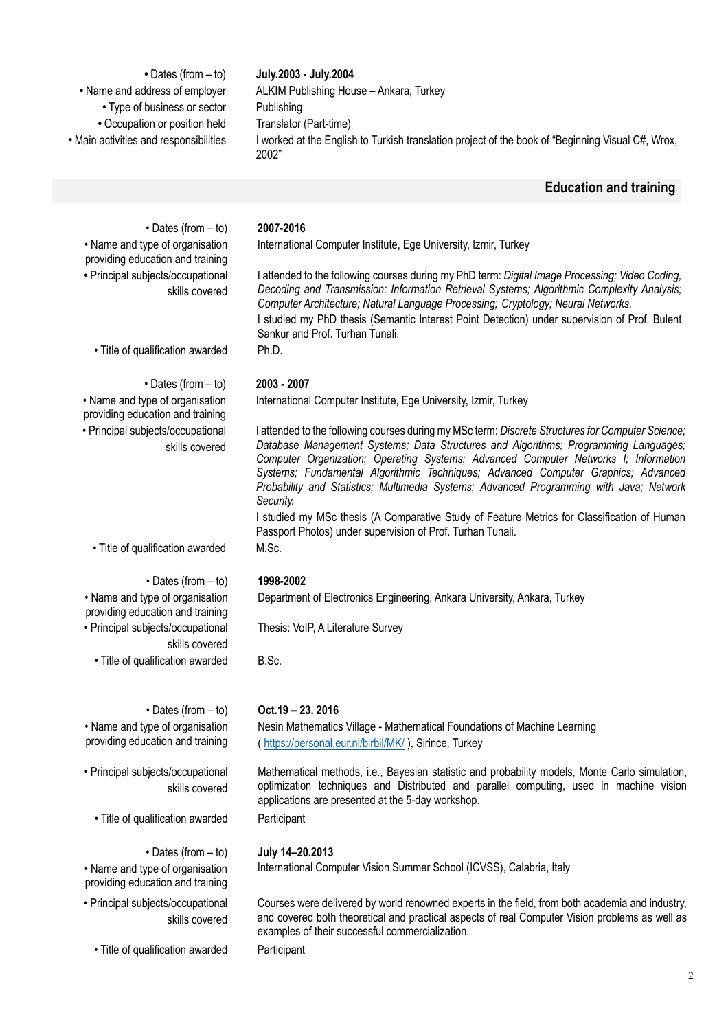| | |
|---|---|
| • Dates (from – to) | **July.2003 - July.2004** |
| • Name and address of employer | ALKIM Publishing House – Ankara, Turkey |
| • Type of business or sector | Publishing |
| • Occupation or position held | Translator (Part-time) |
| • Main activities and responsibilities | I worked at the English to Turkish translation project of the book of "Beginning Visual C#, Wrox, 2002" |

## Education and training

| | |
|---|---|
| • Dates (from – to) | **2007-2016** |
| • Name and type of organisation providing education and training | International Computer Institute, Ege University, Izmir, Turkey |
| • Principal subjects/occupational skills covered | I attended to the following courses during my PhD term: *Digital Image Processing; Video Coding, Decoding and Transmission; Information Retrieval Systems; Algorithmic Complexity Analysis; Computer Architecture; Natural Language Processing; Cryptology; Neural Networks.* I studied my PhD thesis (Semantic Interest Point Detection) under supervision of Prof. Bulent Sankur and Prof. Turhan Tunali. |
| • Title of qualification awarded | Ph.D. |

| | |
|---|---|
| • Dates (from – to) | **2003 - 2007** |
| • Name and type of organisation providing education and training | International Computer Institute, Ege University, Izmir, Turkey |
| • Principal subjects/occupational skills covered | I attended to the following courses during my MSc term: *Discrete Structures for Computer Science; Database Management Systems; Data Structures and Algorithms; Programming Languages; Computer Organization; Operating Systems; Advanced Computer Networks I; Information Systems; Fundamental Algorithmic Techniques; Advanced Computer Graphics; Advanced Probability and Statistics; Multimedia Systems; Advanced Programming with Java; Network Security.* I studied my MSc thesis (A Comparative Study of Feature Metrics for Classification of Human Passport Photos) under supervision of Prof. Turhan Tunali. |
| • Title of qualification awarded | M.Sc. |

| | |
|---|---|
| • Dates (from – to) | **1998-2002** |
| • Name and type of organisation providing education and training | Department of Electronics Engineering, Ankara University, Ankara, Turkey |
| • Principal subjects/occupational skills covered | Thesis: VoIP, A Literature Survey |
| • Title of qualification awarded | B.Sc. |

| | |
|---|---|
| • Dates (from – to) | **Oct.19 – 23. 2016** |
| • Name and type of organisation providing education and training | Nesin Mathematics Village - Mathematical Foundations of Machine Learning ( https://personal.eur.nl/birbil/MK/ ), Sirince, Turkey |
| • Principal subjects/occupational skills covered | Mathematical methods, i.e., Bayesian statistic and probability models, Monte Carlo simulation, optimization techniques and Distributed and parallel computing, used in machine vision applications are presented at the 5-day workshop. |
| • Title of qualification awarded | Participant |

| | |
|---|---|
| • Dates (from – to) | **July 14–20.2013** |
| • Name and type of organisation providing education and training | International Computer Vision Summer School (ICVSS), Calabria, Italy |
| • Principal subjects/occupational skills covered | Courses were delivered by world renowned experts in the field, from both academia and industry, and covered both theoretical and practical aspects of real Computer Vision problems as well as examples of their successful commercialization. |
| • Title of qualification awarded | Participant |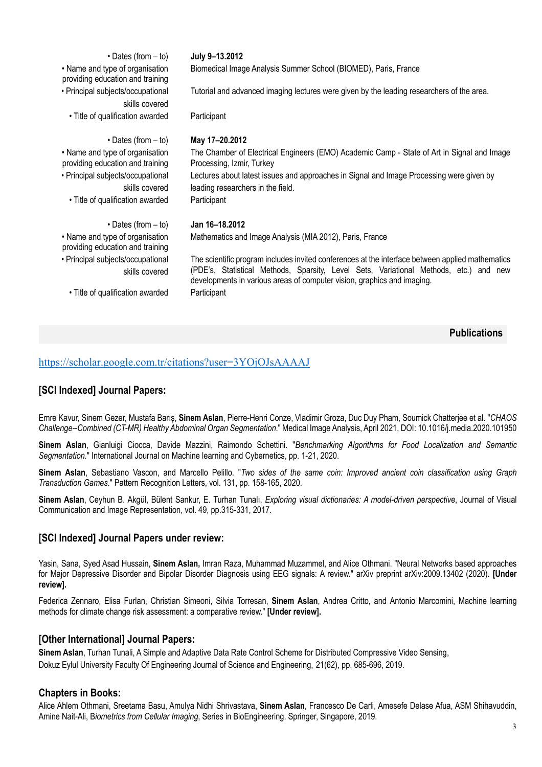| | |
|---|---|
| • Dates (from – to) | **July 9–13.2012** |
| • Name and type of organisation providing education and training | Biomedical Image Analysis Summer School (BIOMED), Paris, France |
| • Principal subjects/occupational skills covered | Tutorial and advanced imaging lectures were given by the leading researchers of the area. |
| • Title of qualification awarded | Participant |

| | |
|---|---|
| • Dates (from – to) | **May 17–20.2012** |
| • Name and type of organisation providing education and training | The Chamber of Electrical Engineers (EMO) Academic Camp - State of Art in Signal and Image Processing, Izmir, Turkey |
| • Principal subjects/occupational skills covered | Lectures about latest issues and approaches in Signal and Image Processing were given by leading researchers in the field. |
| • Title of qualification awarded | Participant |

| | |
|---|---|
| • Dates (from – to) | **Jan 16–18.2012** |
| • Name and type of organisation providing education and training | Mathematics and Image Analysis (MIA 2012), Paris, France |
| • Principal subjects/occupational skills covered | The scientific program includes invited conferences at the interface between applied mathematics (PDE's, Statistical Methods, Sparsity, Level Sets, Variational Methods, etc.) and new developments in various areas of computer vision, graphics and imaging. |
| • Title of qualification awarded | Participant |

## Publications

https://scholar.google.com.tr/citations?user=3YOjOJsAAAAJ

### [SCI Indexed] Journal Papers:

Emre Kavur, Sinem Gezer, Mustafa Barış, **Sinem Aslan**, Pierre-Henri Conze, Vladimir Groza, Duc Duy Pham, Soumick Chatterjee et al. "*CHAOS Challenge--Combined (CT-MR) Healthy Abdominal Organ Segmentation*." Medical Image Analysis, April 2021, DOI: 10.1016/j.media.2020.101950

**Sinem Aslan**, Gianluigi Ciocca, Davide Mazzini, Raimondo Schettini. "*Benchmarking Algorithms for Food Localization and Semantic Segmentation*." International Journal on Machine learning and Cybernetics, pp. 1-21, 2020.

**Sinem Aslan**, Sebastiano Vascon, and Marcello Pelillo. "*Two sides of the same coin: Improved ancient coin classification using Graph Transduction Games*." Pattern Recognition Letters, vol. 131, pp. 158-165, 2020.

**Sinem Aslan**, Ceyhun B. Akgül, Bülent Sankur, E. Turhan Tunalı, *Exploring visual dictionaries: A model-driven perspective*, Journal of Visual Communication and Image Representation, vol. 49, pp.315-331, 2017.

### [SCI Indexed] Journal Papers under review:

Yasin, Sana, Syed Asad Hussain, **Sinem Aslan,** Imran Raza, Muhammad Muzammel, and Alice Othmani. "Neural Networks based approaches for Major Depressive Disorder and Bipolar Disorder Diagnosis using EEG signals: A review." arXiv preprint arXiv:2009.13402 (2020). **[Under review].**

Federica Zennaro, Elisa Furlan, Christian Simeoni, Silvia Torresan, **Sinem Aslan**, Andrea Critto, and Antonio Marcomini, Machine learning methods for climate change risk assessment: a comparative review." **[Under review].**

### [Other International] Journal Papers:

**Sinem Aslan**, Turhan Tunali, A Simple and Adaptive Data Rate Control Scheme for Distributed Compressive Video Sensing, Dokuz Eylul University Faculty Of Engineering Journal of Science and Engineering, 21(62), pp. 685-696, 2019.

### Chapters in Books:

Alice Ahlem Othmani, Sreetama Basu, Amulya Nidhi Shrivastava, **Sinem Aslan**, Francesco De Carli, Amesefe Delase Afua, ASM Shihavuddin, Amine Nait-Ali, B*iometrics from Cellular Imaging*, Series in BioEngineering. Springer, Singapore, 2019.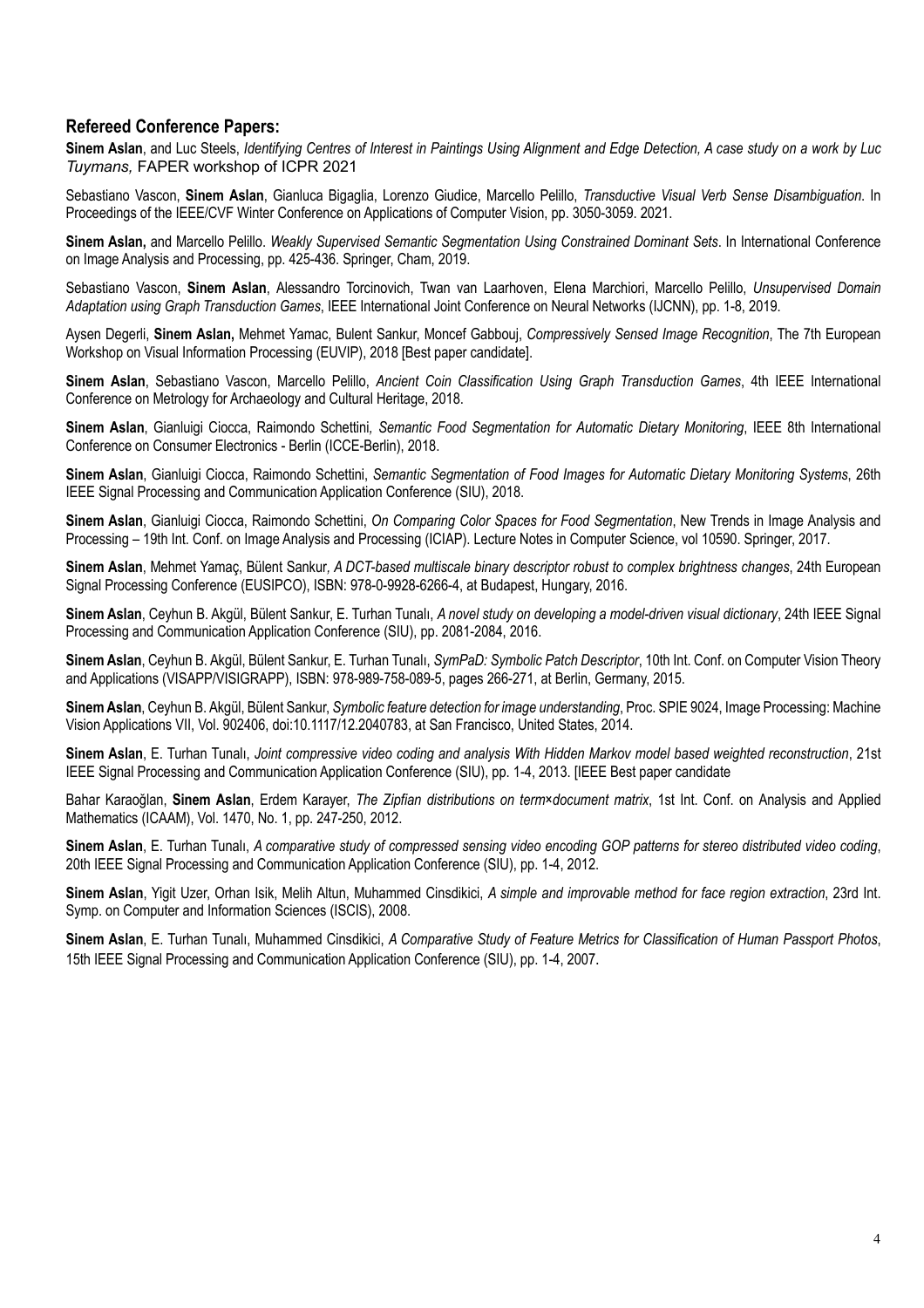## Refereed Conference Papers:

**Sinem Aslan**, and Luc Steels, *Identifying Centres of Interest in Paintings Using Alignment and Edge Detection, A case study on a work by Luc Tuymans,* FAPER workshop of ICPR 2021

Sebastiano Vascon, **Sinem Aslan**, Gianluca Bigaglia, Lorenzo Giudice, Marcello Pelillo, *Transductive Visual Verb Sense Disambiguation*. In Proceedings of the IEEE/CVF Winter Conference on Applications of Computer Vision, pp. 3050-3059. 2021.

**Sinem Aslan,** and Marcello Pelillo. *Weakly Supervised Semantic Segmentation Using Constrained Dominant Sets*. In International Conference on Image Analysis and Processing, pp. 425-436. Springer, Cham, 2019.

Sebastiano Vascon, **Sinem Aslan**, Alessandro Torcinovich, Twan van Laarhoven, Elena Marchiori, Marcello Pelillo, *Unsupervised Domain Adaptation using Graph Transduction Games*, IEEE International Joint Conference on Neural Networks (IJCNN), pp. 1-8, 2019.

Aysen Degerli, **Sinem Aslan,** Mehmet Yamac, Bulent Sankur, Moncef Gabbouj, *Compressively Sensed Image Recognition*, The 7th European Workshop on Visual Information Processing (EUVIP), 2018 [Best paper candidate].

**Sinem Aslan**, Sebastiano Vascon, Marcello Pelillo, *Ancient Coin Classification Using Graph Transduction Games*, 4th IEEE International Conference on Metrology for Archaeology and Cultural Heritage, 2018.

**Sinem Aslan**, Gianluigi Ciocca, Raimondo Schettini, *Semantic Food Segmentation for Automatic Dietary Monitoring*, IEEE 8th International Conference on Consumer Electronics - Berlin (ICCE-Berlin), 2018.

**Sinem Aslan**, Gianluigi Ciocca, Raimondo Schettini, *Semantic Segmentation of Food Images for Automatic Dietary Monitoring Systems*, 26th IEEE Signal Processing and Communication Application Conference (SIU), 2018.

**Sinem Aslan**, Gianluigi Ciocca, Raimondo Schettini, *On Comparing Color Spaces for Food Segmentation*, New Trends in Image Analysis and Processing – 19th Int. Conf. on Image Analysis and Processing (ICIAP). Lecture Notes in Computer Science, vol 10590. Springer, 2017.

**Sinem Aslan**, Mehmet Yamaç, Bülent Sankur, *A DCT-based multiscale binary descriptor robust to complex brightness changes*, 24th European Signal Processing Conference (EUSIPCO), ISBN: 978-0-9928-6266-4, at Budapest, Hungary, 2016.

**Sinem Aslan**, Ceyhun B. Akgül, Bülent Sankur, E. Turhan Tunalı, *A novel study on developing a model-driven visual dictionary*, 24th IEEE Signal Processing and Communication Application Conference (SIU), pp. 2081-2084, 2016.

**Sinem Aslan**, Ceyhun B. Akgül, Bülent Sankur, E. Turhan Tunalı, *SymPaD: Symbolic Patch Descriptor*, 10th Int. Conf. on Computer Vision Theory and Applications (VISAPP/VISIGRAPP), ISBN: 978-989-758-089-5, pages 266-271, at Berlin, Germany, 2015.

**Sinem Aslan**, Ceyhun B. Akgül, Bülent Sankur, *Symbolic feature detection for image understanding*, Proc. SPIE 9024, Image Processing: Machine Vision Applications VII, Vol. 902406, doi:10.1117/12.2040783, at San Francisco, United States, 2014.

**Sinem Aslan**, E. Turhan Tunalı, *Joint compressive video coding and analysis With Hidden Markov model based weighted reconstruction*, 21st IEEE Signal Processing and Communication Application Conference (SIU), pp. 1-4, 2013. [IEEE Best paper candidate

Bahar Karaoğlan, **Sinem Aslan**, Erdem Karayer, *The Zipfian distributions on term×document matrix*, 1st Int. Conf. on Analysis and Applied Mathematics (ICAAM), Vol. 1470, No. 1, pp. 247-250, 2012.

**Sinem Aslan**, E. Turhan Tunalı, *A comparative study of compressed sensing video encoding GOP patterns for stereo distributed video coding*, 20th IEEE Signal Processing and Communication Application Conference (SIU), pp. 1-4, 2012.

**Sinem Aslan**, Yigit Uzer, Orhan Isik, Melih Altun, Muhammed Cinsdikici, *A simple and improvable method for face region extraction*, 23rd Int. Symp. on Computer and Information Sciences (ISCIS), 2008.

**Sinem Aslan**, E. Turhan Tunalı, Muhammed Cinsdikici, *A Comparative Study of Feature Metrics for Classification of Human Passport Photos*, 15th IEEE Signal Processing and Communication Application Conference (SIU), pp. 1-4, 2007.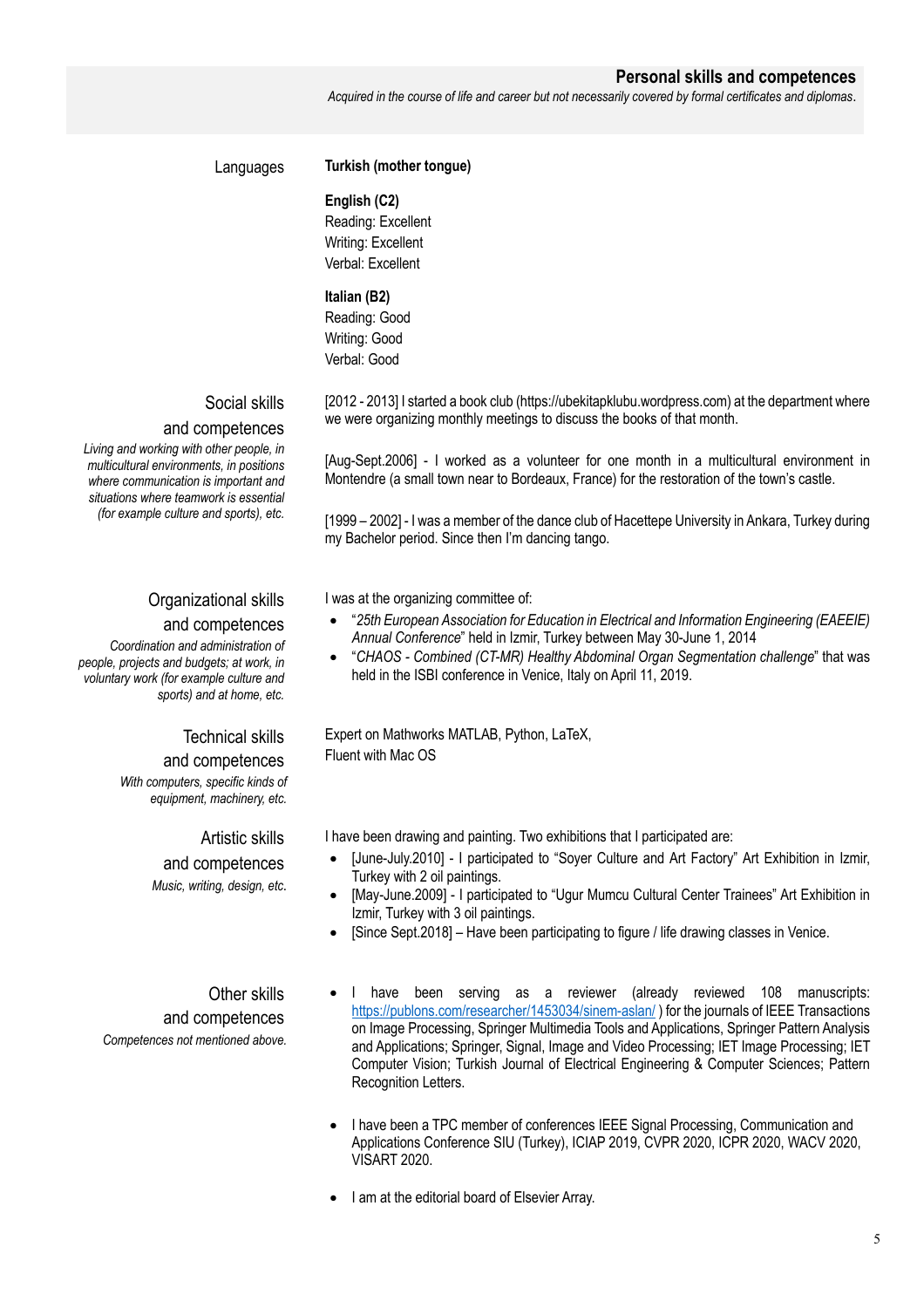## Personal skills and competences

*Acquired in the course of life and career but not necessarily covered by formal certificates and diplomas.*

### Languages

**Turkish (mother tongue)**

**English (C2)**
Reading: Excellent
Writing: Excellent
Verbal: Excellent

**Italian (B2)**
Reading: Good
Writing: Good
Verbal: Good

### Social skills and competences

*Living and working with other people, in multicultural environments, in positions where communication is important and situations where teamwork is essential (for example culture and sports), etc.*

[2012 - 2013] I started a book club (https://ubekitapklubu.wordpress.com) at the department where we were organizing monthly meetings to discuss the books of that month.

[Aug-Sept.2006] - I worked as a volunteer for one month in a multicultural environment in Montendre (a small town near to Bordeaux, France) for the restoration of the town's castle.

[1999 – 2002] - I was a member of the dance club of Hacettepe University in Ankara, Turkey during my Bachelor period. Since then I'm dancing tango.

### Organizational skills and competences

*Coordination and administration of people, projects and budgets; at work, in voluntary work (for example culture and sports) and at home, etc.*

I was at the organizing committee of:

- "*25th European Association for Education in Electrical and Information Engineering (EAEEIE) Annual Conference*" held in Izmir, Turkey between May 30-June 1, 2014
- "*CHAOS - Combined (CT-MR) Healthy Abdominal Organ Segmentation challenge*" that was held in the ISBI conference in Venice, Italy on April 11, 2019.

### Technical skills and competences

*With computers, specific kinds of equipment, machinery, etc.*

Expert on Mathworks MATLAB, Python, LaTeX,
Fluent with Mac OS

### Artistic skills and competences

*Music, writing, design, etc.*

I have been drawing and painting. Two exhibitions that I participated are:

- [June-July.2010] - I participated to "Soyer Culture and Art Factory" Art Exhibition in Izmir, Turkey with 2 oil paintings.
- [May-June.2009] - I participated to "Ugur Mumcu Cultural Center Trainees" Art Exhibition in Izmir, Turkey with 3 oil paintings.
- [Since Sept.2018] – Have been participating to figure / life drawing classes in Venice.

### Other skills and competences

*Competences not mentioned above.*

- I have been serving as a reviewer (already reviewed 108 manuscripts: https://publons.com/researcher/1453034/sinem-aslan/ ) for the journals of IEEE Transactions on Image Processing, Springer Multimedia Tools and Applications, Springer Pattern Analysis and Applications; Springer, Signal, Image and Video Processing; IET Image Processing; IET Computer Vision; Turkish Journal of Electrical Engineering & Computer Sciences; Pattern Recognition Letters.
- I have been a TPC member of conferences IEEE Signal Processing, Communication and Applications Conference SIU (Turkey), ICIAP 2019, CVPR 2020, ICPR 2020, WACV 2020, VISART 2020.
- I am at the editorial board of Elsevier Array.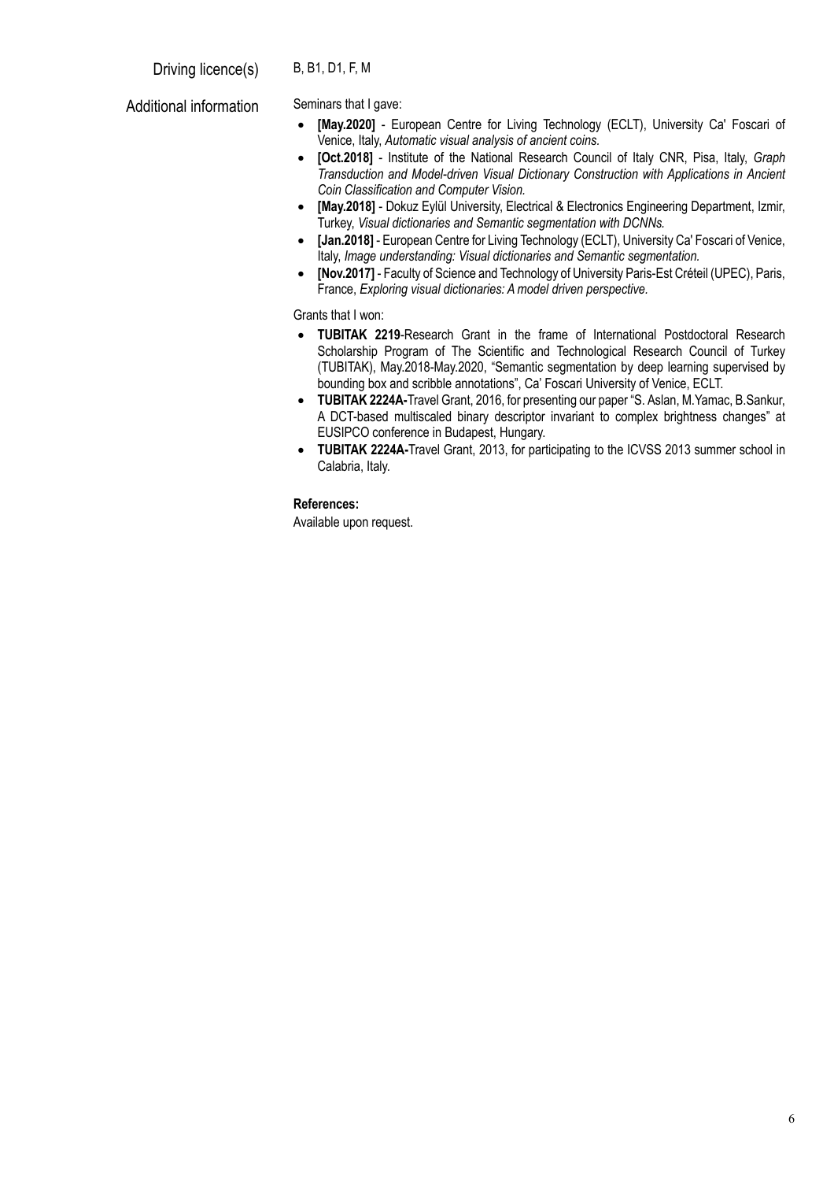Driving licence(s) B, B1, D1, F, M

Additional information

Seminars that I gave:

- **[May.2020]** - European Centre for Living Technology (ECLT), University Ca' Foscari of Venice, Italy, *Automatic visual analysis of ancient coins.*
- **[Oct.2018]** - Institute of the National Research Council of Italy CNR, Pisa, Italy, *Graph Transduction and Model-driven Visual Dictionary Construction with Applications in Ancient Coin Classification and Computer Vision.*
- **[May.2018]** - Dokuz Eylül University, Electrical & Electronics Engineering Department, Izmir, Turkey, *Visual dictionaries and Semantic segmentation with DCNNs.*
- **[Jan.2018]** - European Centre for Living Technology (ECLT), University Ca' Foscari of Venice, Italy, *Image understanding: Visual dictionaries and Semantic segmentation.*
- **[Nov.2017]** - Faculty of Science and Technology of University Paris-Est Créteil (UPEC), Paris, France, *Exploring visual dictionaries: A model driven perspective.*

Grants that I won:

- **TUBITAK 2219**-Research Grant in the frame of International Postdoctoral Research Scholarship Program of The Scientific and Technological Research Council of Turkey (TUBITAK), May.2018-May.2020, "Semantic segmentation by deep learning supervised by bounding box and scribble annotations", Ca' Foscari University of Venice, ECLT.
- **TUBITAK 2224A-**Travel Grant, 2016, for presenting our paper "S. Aslan, M.Yamac, B.Sankur, A DCT-based multiscaled binary descriptor invariant to complex brightness changes" at EUSIPCO conference in Budapest, Hungary.
- **TUBITAK 2224A-**Travel Grant, 2013, for participating to the ICVSS 2013 summer school in Calabria, Italy.

**References:**

Available upon request.